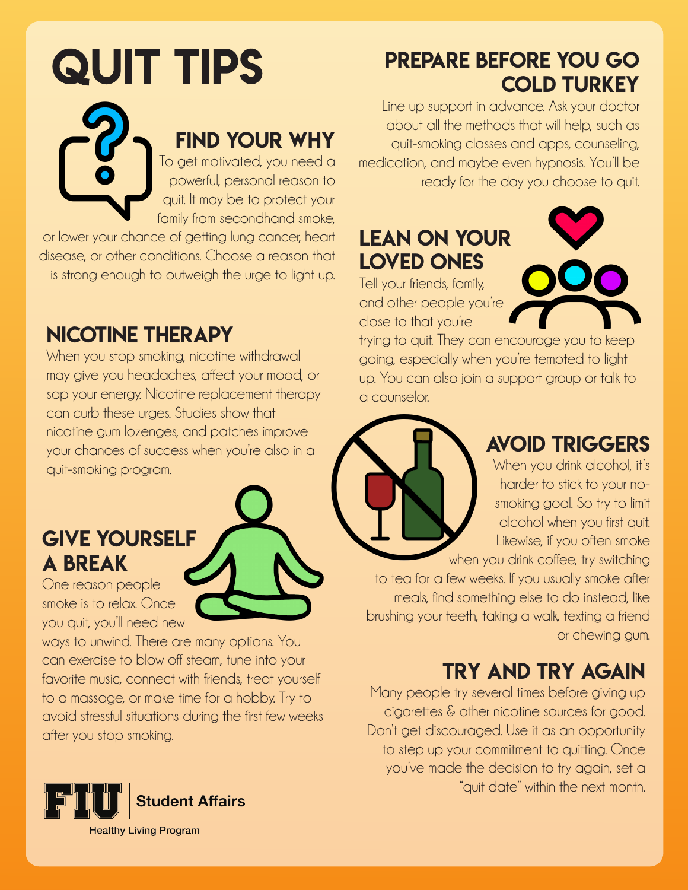# QUIT TIPS

## FIND YOUR WHY

To get motivated, you need a powerful, personal reason to quit. It may be to protect your family from secondhand smoke, or lower your chance of getting lung cancer, heart disease, or other conditions. Choose a reason that is strong enough to outweigh the urge to light up.

## NICOTINE THERAPY

When you stop smoking, nicotine withdrawal may give you headaches, affect your mood, or sap your energy. Nicotine replacement therapy can curb these urges. Studies show that nicotine gum lozenges, and patches improve your chances of success when you're also in a quit-smoking program.

## GIVE YOURSELF A BREAK

One reason people smoke is to relax. Once you quit, you'll need new ways to unwind. There are many options. You can exercise to blow off steam, tune into your favorite music, connect with friends, treat yourself to a massage, or make time for a hobby. Try to avoid stressful situations during the first few weeks after you stop smoking.

## PREPARE BEFORE YOU GO COLD TURKEY

Line up support in advance. Ask your doctor about all the methods that will help, such as quit-smoking classes and apps, counseling, medication, and maybe even hypnosis. You'll be ready for the day you choose to quit.

## LEAN ON YOUR LOVED ONES

Tell your friends, family, and other people you're close to that you're trying to quit. They can encourage you to keep going, especially when you're tempted to light up. You can also join a support group or talk to a counselor.

## AVOID TRIGGERS

When you drink alcohol, it's harder to stick to your no-smoking goal. So try to limit alcohol when you first quit. Likewise, if you often smoke when you drink coffee, try switching to tea for a few weeks. If you usually smoke after meals, find something else to do instead, like brushing your teeth, taking a walk, texting a friend or chewing gum.

## TRY AND TRY AGAIN

Many people try several times before giving up cigarettes & other nicotine sources for good. Don't get discouraged. Use it as an opportunity to step up your commitment to quitting. Once you've made the decision to try again, set a "quit date" within the next month.

FIU | Student Affairs

Healthy Living Program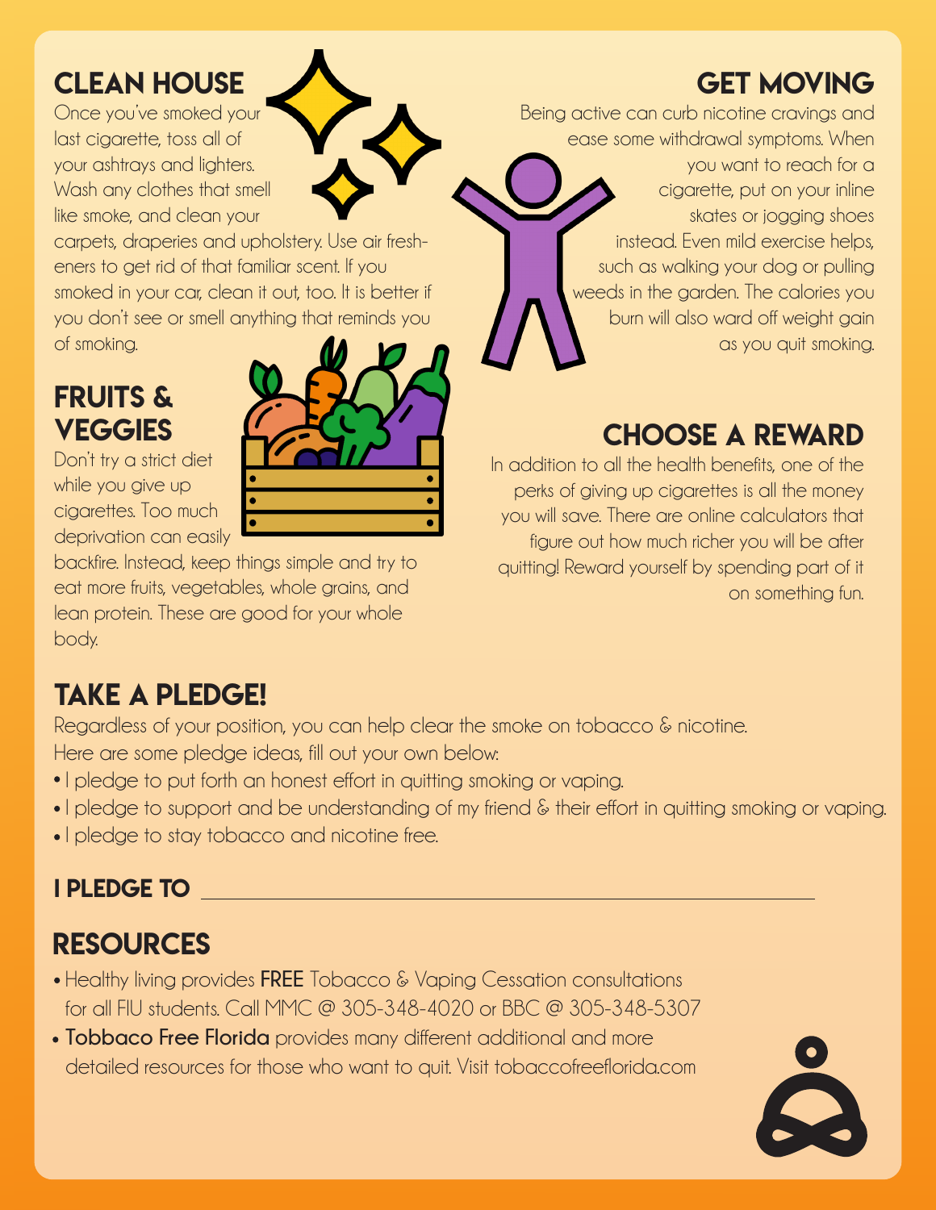## CLEAN HOUSE

Once you've smoked your last cigarette, toss all of your ashtrays and lighters. Wash any clothes that smell like smoke, and clean your carpets, draperies and upholstery. Use air fresheners to get rid of that familiar scent. If you smoked in your car, clean it out, too. It is better if you don't see or smell anything that reminds you of smoking.

## FRUITS & VEGGIES

Don't try a strict diet while you give up cigarettes. Too much deprivation can easily backfire. Instead, keep things simple and try to eat more fruits, vegetables, whole grains, and lean protein. These are good for your whole body.

## GET MOVING

Being active can curb nicotine cravings and ease some withdrawal symptoms. When you want to reach for a cigarette, put on your inline skates or jogging shoes instead. Even mild exercise helps, such as walking your dog or pulling weeds in the garden. The calories you burn will also ward off weight gain as you quit smoking.

## CHOOSE A REWARD

In addition to all the health benefits, one of the perks of giving up cigarettes is all the money you will save. There are online calculators that figure out how much richer you will be after quitting! Reward yourself by spending part of it on something fun.

## TAKE A PLEDGE!

Regardless of your position, you can help clear the smoke on tobacco & nicotine.
Here are some pledge ideas, fill out your own below:

- I pledge to put forth an honest effort in quitting smoking or vaping.
- I pledge to support and be understanding of my friend & their effort in quitting smoking or vaping.
- I pledge to stay tobacco and nicotine free.

**I PLEDGE TO** ____________________________________________

## RESOURCES

- Healthy living provides **FREE** Tobacco & Vaping Cessation consultations for all FIU students. Call MMC @ 305-348-4020 or BBC @ 305-348-5307
- **Tobbaco Free Florida** provides many different additional and more detailed resources for those who want to quit. Visit tobaccofreeflorida.com